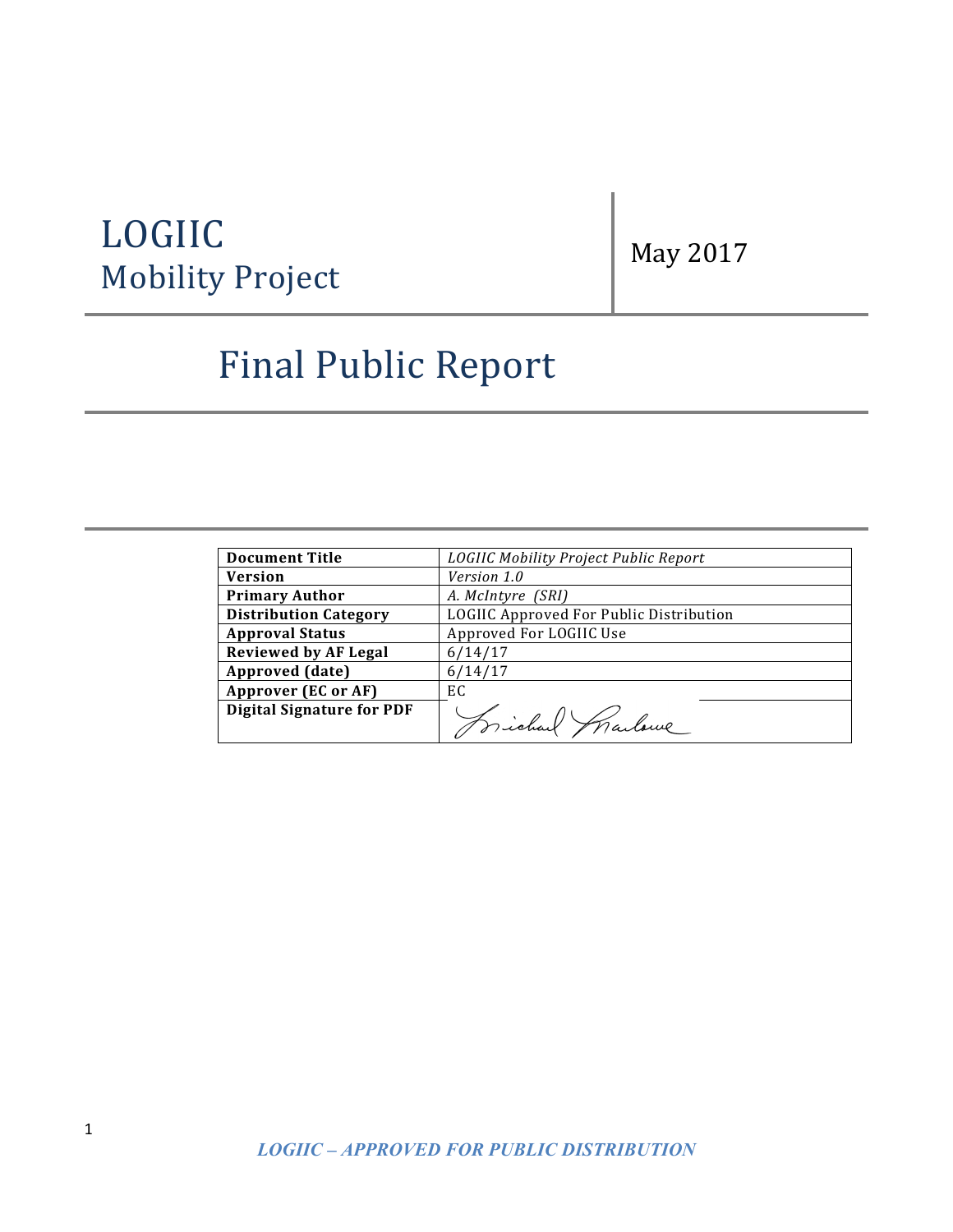# LOGIIC
## Mobility Project

May 2017

# Final Public Report

| Document Title | *LOGIIC Mobility Project Public Report* |
|---|---|
| Version | *Version 1.0* |
| Primary Author | *A. McIntyre (SRI)* |
| Distribution Category | LOGIIC Approved For Public Distribution |
| Approval Status | Approved For LOGIIC Use |
| Reviewed by AF Legal | 6/14/17 |
| Approved (date) | 6/14/17 |
| Approver (EC or AF) | EC |
| Digital Signature for PDF | Michael Marlowe |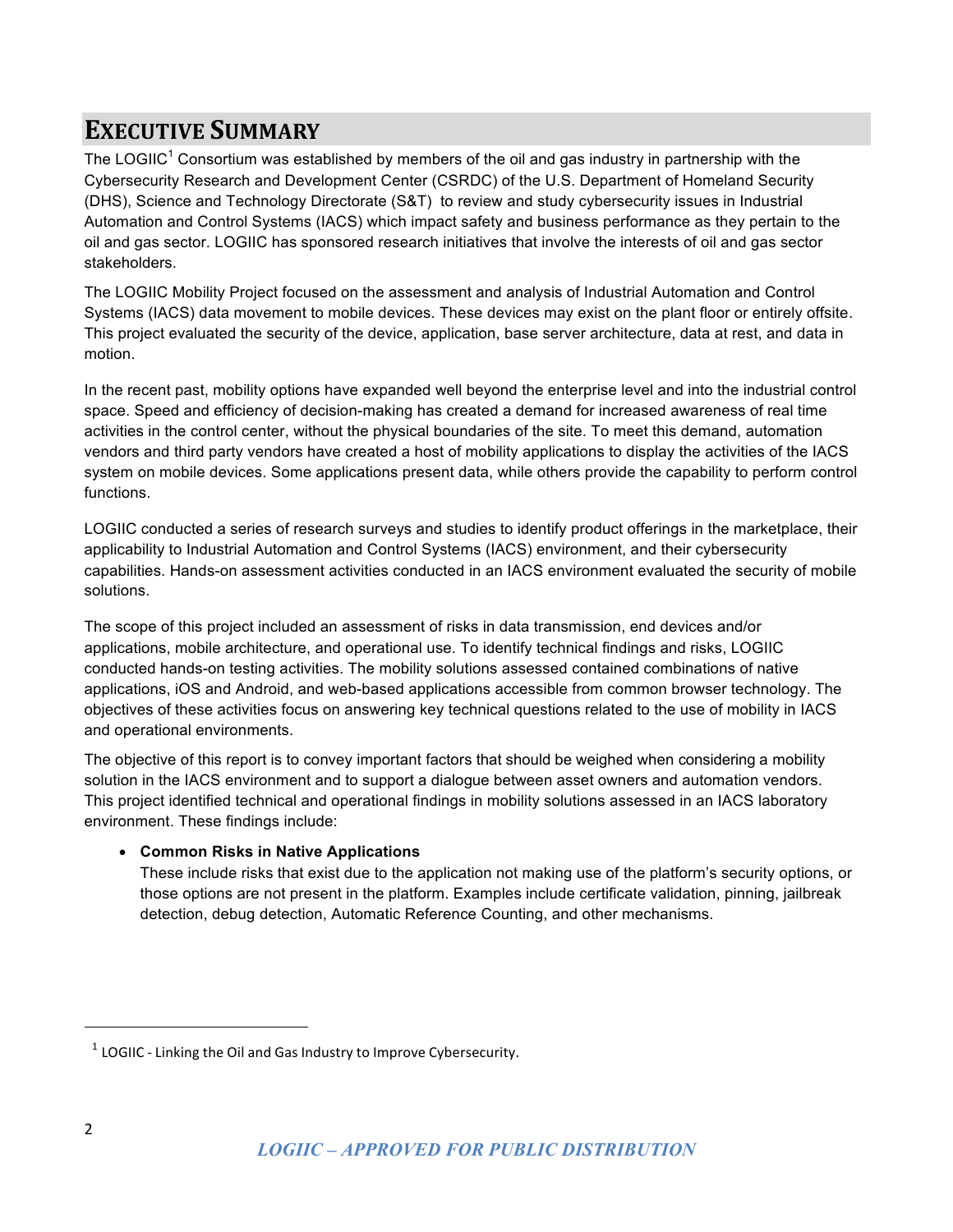# EXECUTIVE SUMMARY

The LOGIIC[1] Consortium was established by members of the oil and gas industry in partnership with the Cybersecurity Research and Development Center (CSRDC) of the U.S. Department of Homeland Security (DHS), Science and Technology Directorate (S&T) to review and study cybersecurity issues in Industrial Automation and Control Systems (IACS) which impact safety and business performance as they pertain to the oil and gas sector. LOGIIC has sponsored research initiatives that involve the interests of oil and gas sector stakeholders.

The LOGIIC Mobility Project focused on the assessment and analysis of Industrial Automation and Control Systems (IACS) data movement to mobile devices. These devices may exist on the plant floor or entirely offsite. This project evaluated the security of the device, application, base server architecture, data at rest, and data in motion.

In the recent past, mobility options have expanded well beyond the enterprise level and into the industrial control space. Speed and efficiency of decision-making has created a demand for increased awareness of real time activities in the control center, without the physical boundaries of the site. To meet this demand, automation vendors and third party vendors have created a host of mobility applications to display the activities of the IACS system on mobile devices. Some applications present data, while others provide the capability to perform control functions.

LOGIIC conducted a series of research surveys and studies to identify product offerings in the marketplace, their applicability to Industrial Automation and Control Systems (IACS) environment, and their cybersecurity capabilities. Hands-on assessment activities conducted in an IACS environment evaluated the security of mobile solutions.

The scope of this project included an assessment of risks in data transmission, end devices and/or applications, mobile architecture, and operational use. To identify technical findings and risks, LOGIIC conducted hands-on testing activities. The mobility solutions assessed contained combinations of native applications, iOS and Android, and web-based applications accessible from common browser technology. The objectives of these activities focus on answering key technical questions related to the use of mobility in IACS and operational environments.

The objective of this report is to convey important factors that should be weighed when considering a mobility solution in the IACS environment and to support a dialogue between asset owners and automation vendors. This project identified technical and operational findings in mobility solutions assessed in an IACS laboratory environment. These findings include:

- **Common Risks in Native Applications**
  These include risks that exist due to the application not making use of the platform's security options, or those options are not present in the platform. Examples include certificate validation, pinning, jailbreak detection, debug detection, Automatic Reference Counting, and other mechanisms.

[1] LOGIIC - Linking the Oil and Gas Industry to Improve Cybersecurity.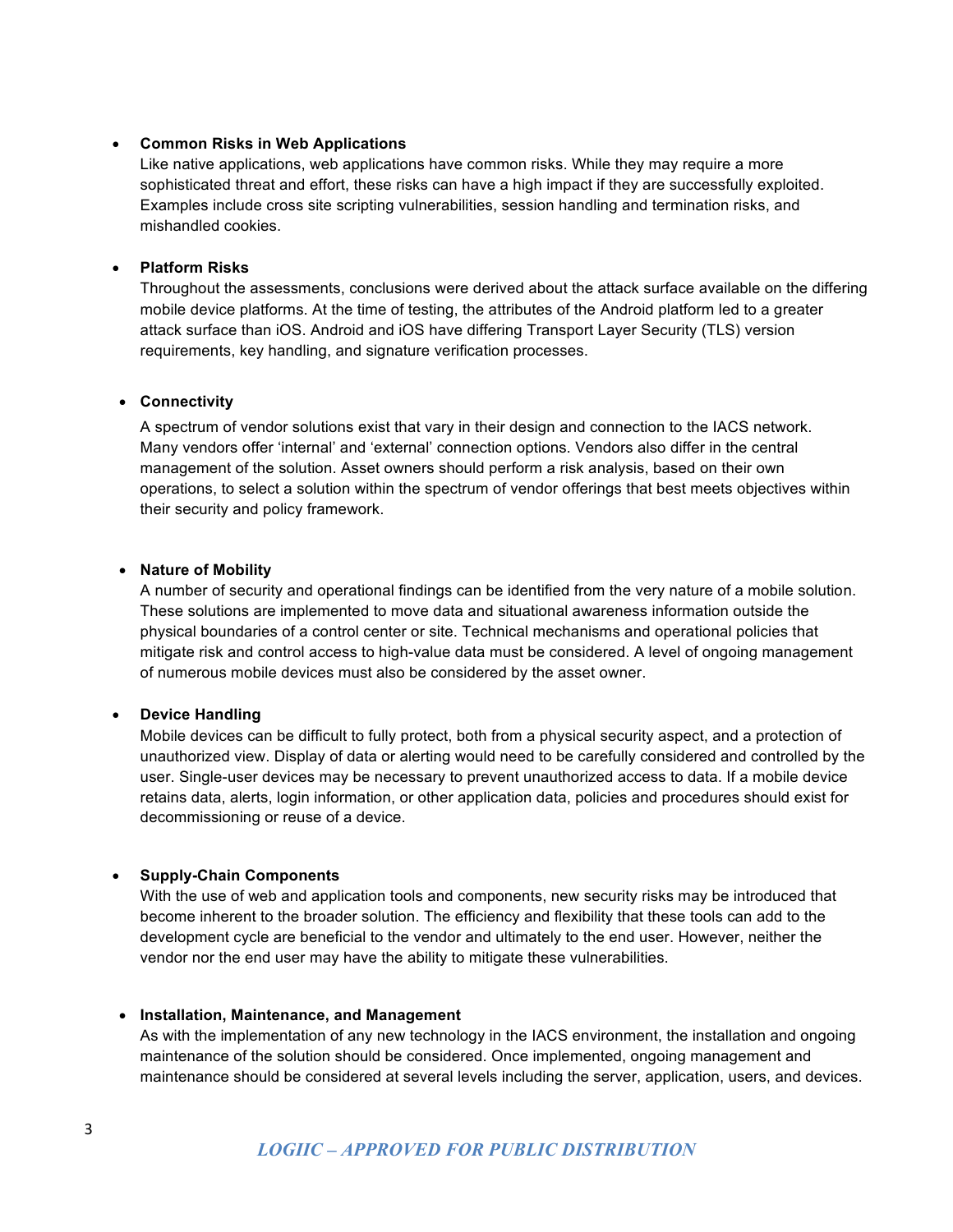- **Common Risks in Web Applications**
  Like native applications, web applications have common risks. While they may require a more sophisticated threat and effort, these risks can have a high impact if they are successfully exploited. Examples include cross site scripting vulnerabilities, session handling and termination risks, and mishandled cookies.

- **Platform Risks**
  Throughout the assessments, conclusions were derived about the attack surface available on the differing mobile device platforms. At the time of testing, the attributes of the Android platform led to a greater attack surface than iOS. Android and iOS have differing Transport Layer Security (TLS) version requirements, key handling, and signature verification processes.

- **Connectivity**

  A spectrum of vendor solutions exist that vary in their design and connection to the IACS network. Many vendors offer 'internal' and 'external' connection options. Vendors also differ in the central management of the solution. Asset owners should perform a risk analysis, based on their own operations, to select a solution within the spectrum of vendor offerings that best meets objectives within their security and policy framework.

- **Nature of Mobility**
  A number of security and operational findings can be identified from the very nature of a mobile solution. These solutions are implemented to move data and situational awareness information outside the physical boundaries of a control center or site. Technical mechanisms and operational policies that mitigate risk and control access to high-value data must be considered. A level of ongoing management of numerous mobile devices must also be considered by the asset owner.

- **Device Handling**
  Mobile devices can be difficult to fully protect, both from a physical security aspect, and a protection of unauthorized view. Display of data or alerting would need to be carefully considered and controlled by the user. Single-user devices may be necessary to prevent unauthorized access to data. If a mobile device retains data, alerts, login information, or other application data, policies and procedures should exist for decommissioning or reuse of a device.

- **Supply-Chain Components**
  With the use of web and application tools and components, new security risks may be introduced that become inherent to the broader solution. The efficiency and flexibility that these tools can add to the development cycle are beneficial to the vendor and ultimately to the end user. However, neither the vendor nor the end user may have the ability to mitigate these vulnerabilities.

- **Installation, Maintenance, and Management**
  As with the implementation of any new technology in the IACS environment, the installation and ongoing maintenance of the solution should be considered. Once implemented, ongoing management and maintenance should be considered at several levels including the server, application, users, and devices.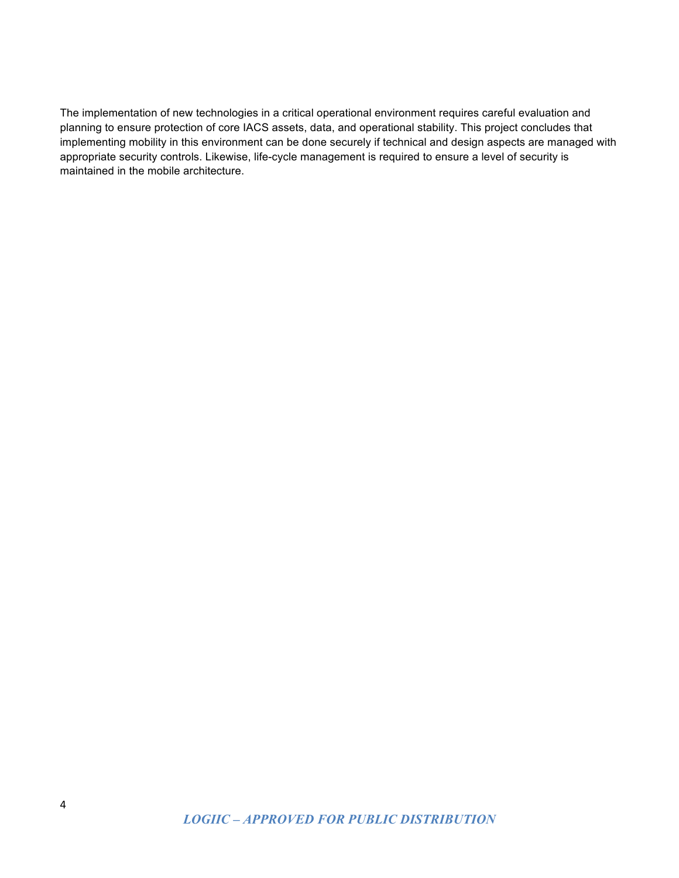The implementation of new technologies in a critical operational environment requires careful evaluation and planning to ensure protection of core IACS assets, data, and operational stability. This project concludes that implementing mobility in this environment can be done securely if technical and design aspects are managed with appropriate security controls. Likewise, life-cycle management is required to ensure a level of security is maintained in the mobile architecture.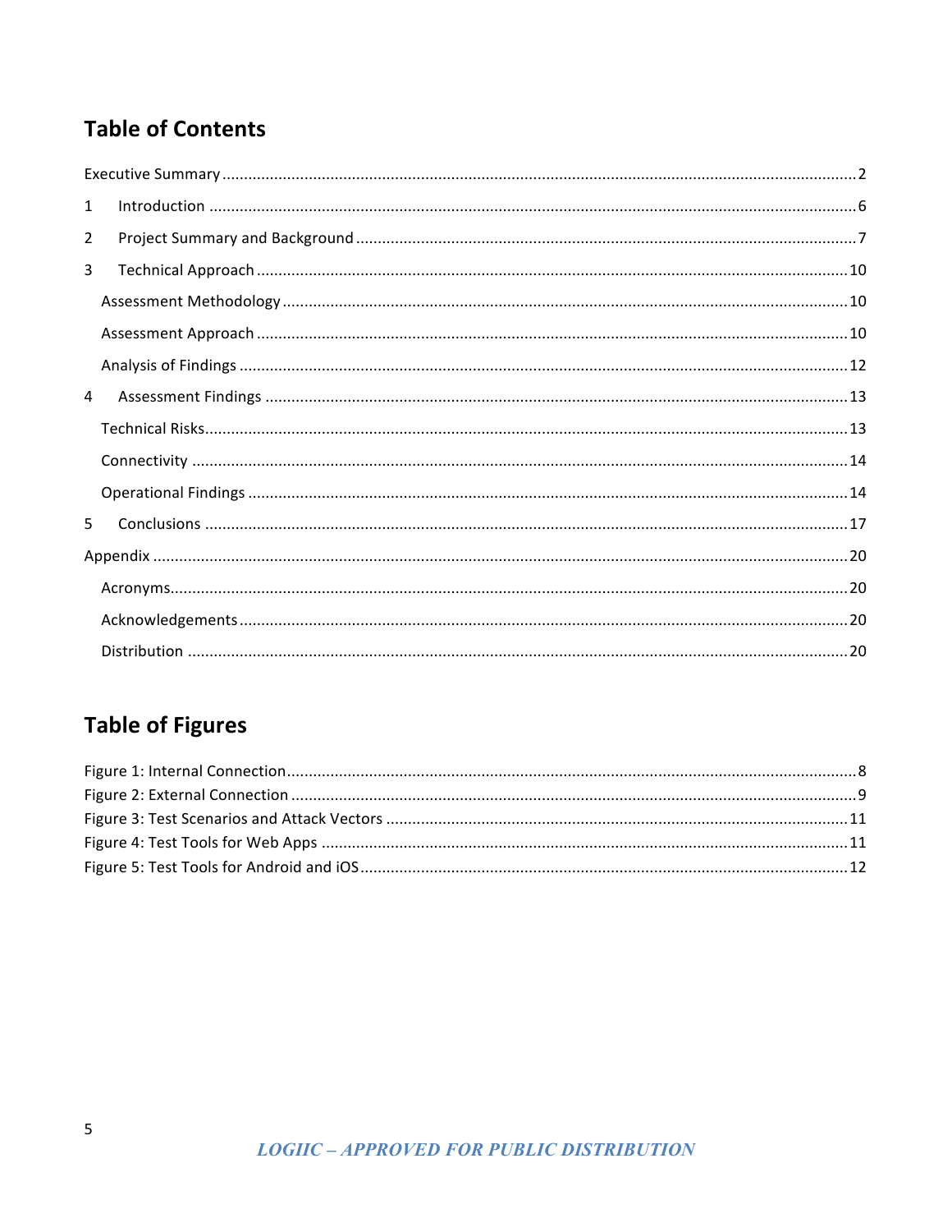## Table of Contents

Executive Summary ........................................................ 2

1 Introduction ........................................................ 6

2 Project Summary and Background ........................................................ 7

3 Technical Approach ........................................................ 10

  Assessment Methodology ........................................................ 10

  Assessment Approach ........................................................ 10

  Analysis of Findings ........................................................ 12

4 Assessment Findings ........................................................ 13

  Technical Risks ........................................................ 13

  Connectivity ........................................................ 14

  Operational Findings ........................................................ 14

5 Conclusions ........................................................ 17

Appendix ........................................................ 20

  Acronyms ........................................................ 20

  Acknowledgements ........................................................ 20

  Distribution ........................................................ 20

## Table of Figures

Figure 1: Internal Connection ........................................................ 8

Figure 2: External Connection ........................................................ 9

Figure 3: Test Scenarios and Attack Vectors ........................................................ 11

Figure 4: Test Tools for Web Apps ........................................................ 11

Figure 5: Test Tools for Android and iOS ........................................................ 12

*LOGIIC – APPROVED FOR PUBLIC DISTRIBUTION*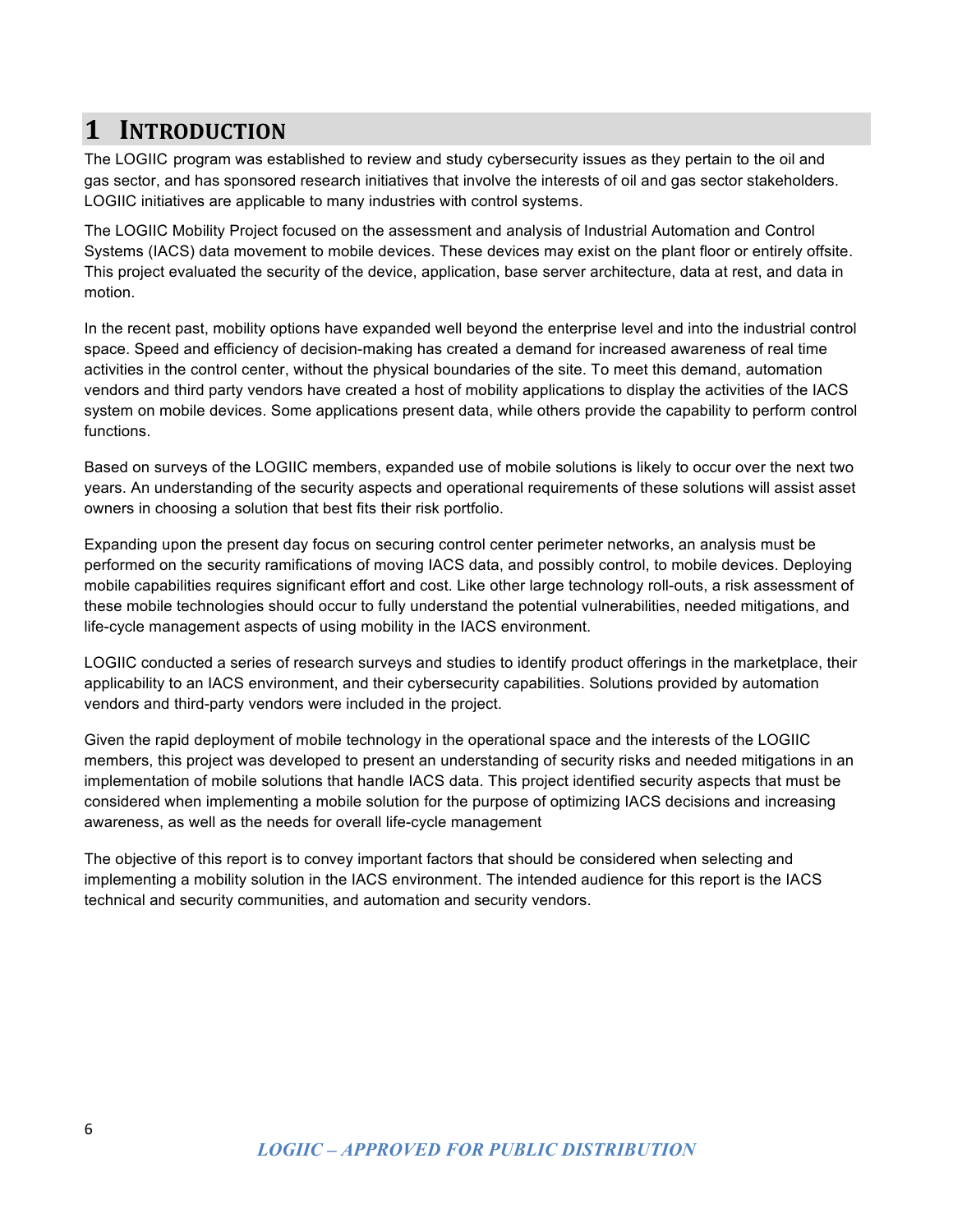# 1 INTRODUCTION

The LOGIIC program was established to review and study cybersecurity issues as they pertain to the oil and gas sector, and has sponsored research initiatives that involve the interests of oil and gas sector stakeholders. LOGIIC initiatives are applicable to many industries with control systems.

The LOGIIC Mobility Project focused on the assessment and analysis of Industrial Automation and Control Systems (IACS) data movement to mobile devices. These devices may exist on the plant floor or entirely offsite. This project evaluated the security of the device, application, base server architecture, data at rest, and data in motion.

In the recent past, mobility options have expanded well beyond the enterprise level and into the industrial control space. Speed and efficiency of decision-making has created a demand for increased awareness of real time activities in the control center, without the physical boundaries of the site. To meet this demand, automation vendors and third party vendors have created a host of mobility applications to display the activities of the IACS system on mobile devices. Some applications present data, while others provide the capability to perform control functions.

Based on surveys of the LOGIIC members, expanded use of mobile solutions is likely to occur over the next two years. An understanding of the security aspects and operational requirements of these solutions will assist asset owners in choosing a solution that best fits their risk portfolio.

Expanding upon the present day focus on securing control center perimeter networks, an analysis must be performed on the security ramifications of moving IACS data, and possibly control, to mobile devices. Deploying mobile capabilities requires significant effort and cost. Like other large technology roll-outs, a risk assessment of these mobile technologies should occur to fully understand the potential vulnerabilities, needed mitigations, and life-cycle management aspects of using mobility in the IACS environment.

LOGIIC conducted a series of research surveys and studies to identify product offerings in the marketplace, their applicability to an IACS environment, and their cybersecurity capabilities. Solutions provided by automation vendors and third-party vendors were included in the project.

Given the rapid deployment of mobile technology in the operational space and the interests of the LOGIIC members, this project was developed to present an understanding of security risks and needed mitigations in an implementation of mobile solutions that handle IACS data. This project identified security aspects that must be considered when implementing a mobile solution for the purpose of optimizing IACS decisions and increasing awareness, as well as the needs for overall life-cycle management

The objective of this report is to convey important factors that should be considered when selecting and implementing a mobility solution in the IACS environment. The intended audience for this report is the IACS technical and security communities, and automation and security vendors.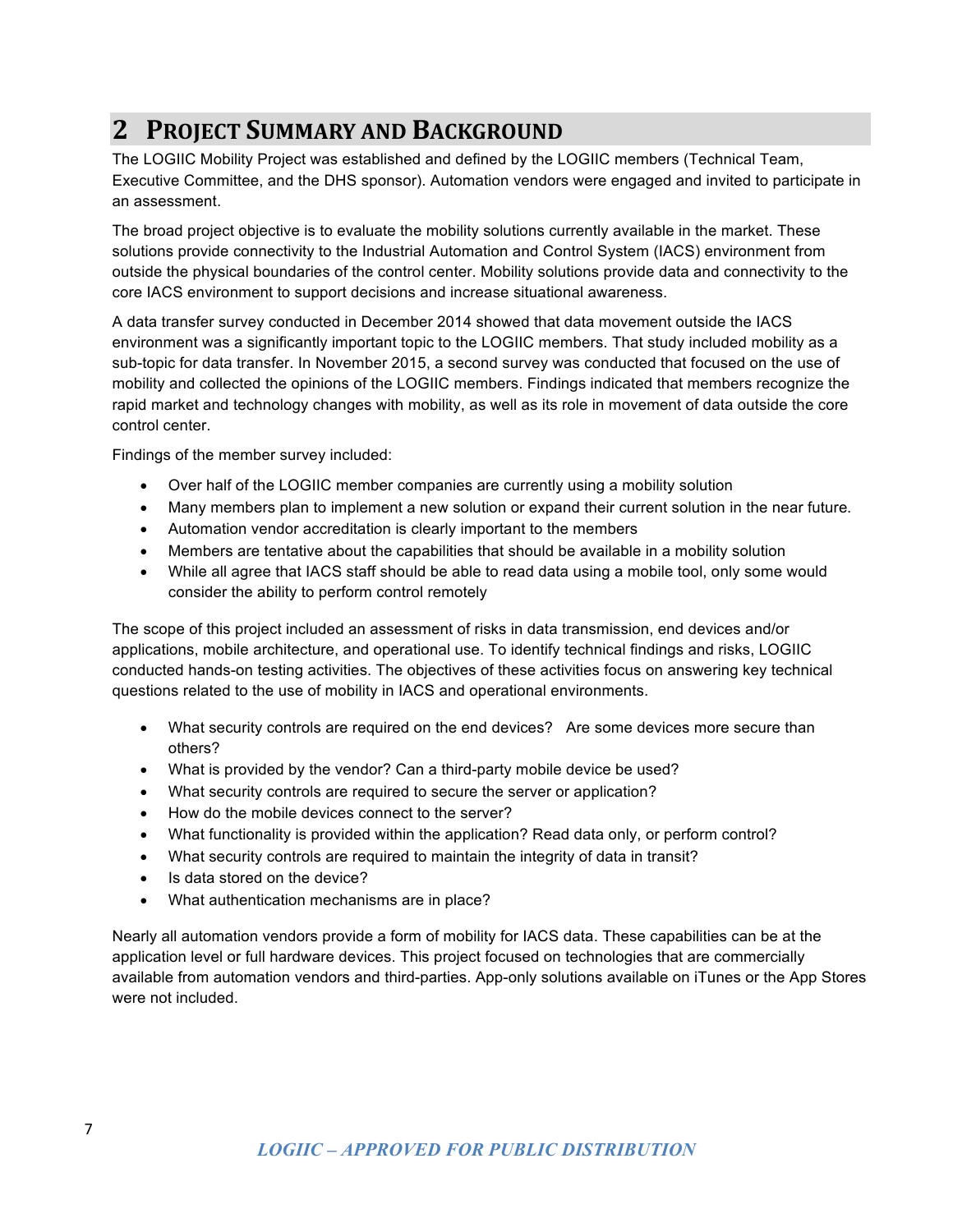# 2 Project Summary and Background

The LOGIIC Mobility Project was established and defined by the LOGIIC members (Technical Team, Executive Committee, and the DHS sponsor). Automation vendors were engaged and invited to participate in an assessment.

The broad project objective is to evaluate the mobility solutions currently available in the market. These solutions provide connectivity to the Industrial Automation and Control System (IACS) environment from outside the physical boundaries of the control center. Mobility solutions provide data and connectivity to the core IACS environment to support decisions and increase situational awareness.

A data transfer survey conducted in December 2014 showed that data movement outside the IACS environment was a significantly important topic to the LOGIIC members. That study included mobility as a sub-topic for data transfer. In November 2015, a second survey was conducted that focused on the use of mobility and collected the opinions of the LOGIIC members. Findings indicated that members recognize the rapid market and technology changes with mobility, as well as its role in movement of data outside the core control center.

Findings of the member survey included:

- Over half of the LOGIIC member companies are currently using a mobility solution
- Many members plan to implement a new solution or expand their current solution in the near future.
- Automation vendor accreditation is clearly important to the members
- Members are tentative about the capabilities that should be available in a mobility solution
- While all agree that IACS staff should be able to read data using a mobile tool, only some would consider the ability to perform control remotely

The scope of this project included an assessment of risks in data transmission, end devices and/or applications, mobile architecture, and operational use. To identify technical findings and risks, LOGIIC conducted hands-on testing activities. The objectives of these activities focus on answering key technical questions related to the use of mobility in IACS and operational environments.

- What security controls are required on the end devices? Are some devices more secure than others?
- What is provided by the vendor? Can a third-party mobile device be used?
- What security controls are required to secure the server or application?
- How do the mobile devices connect to the server?
- What functionality is provided within the application? Read data only, or perform control?
- What security controls are required to maintain the integrity of data in transit?
- Is data stored on the device?
- What authentication mechanisms are in place?

Nearly all automation vendors provide a form of mobility for IACS data. These capabilities can be at the application level or full hardware devices. This project focused on technologies that are commercially available from automation vendors and third-parties. App-only solutions available on iTunes or the App Stores were not included.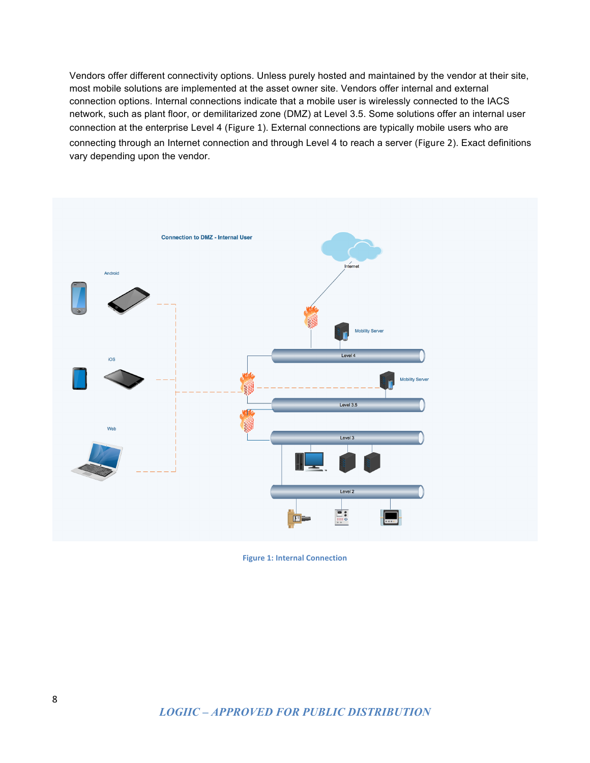Vendors offer different connectivity options. Unless purely hosted and maintained by the vendor at their site, most mobile solutions are implemented at the asset owner site. Vendors offer internal and external connection options. Internal connections indicate that a mobile user is wirelessly connected to the IACS network, such as plant floor, or demilitarized zone (DMZ) at Level 3.5. Some solutions offer an internal user connection at the enterprise Level 4 (Figure 1). External connections are typically mobile users who are connecting through an Internet connection and through Level 4 to reach a server (Figure 2). Exact definitions vary depending upon the vendor.

Figure 1: Internal Connection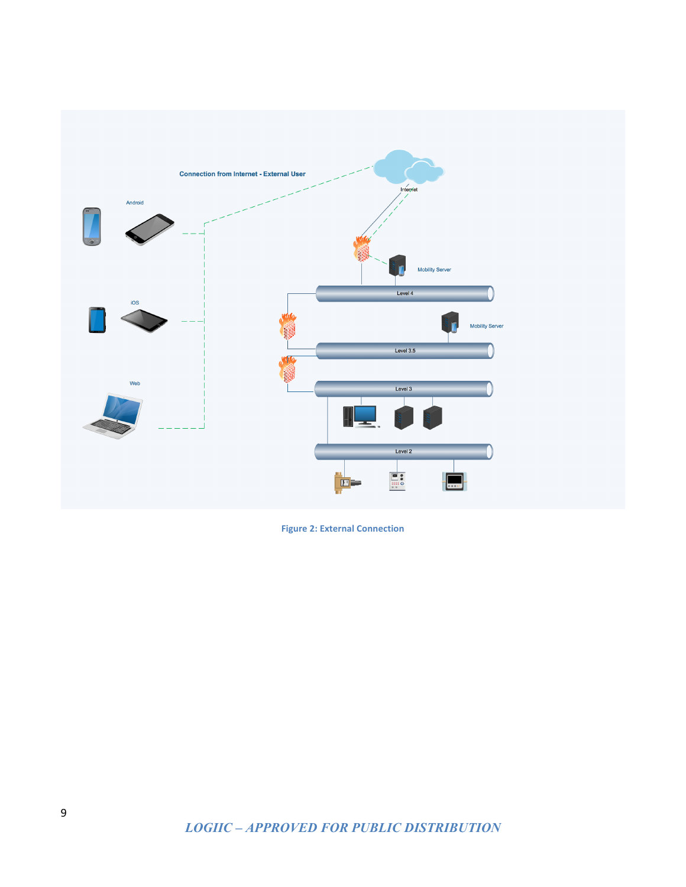Figure 2: External Connection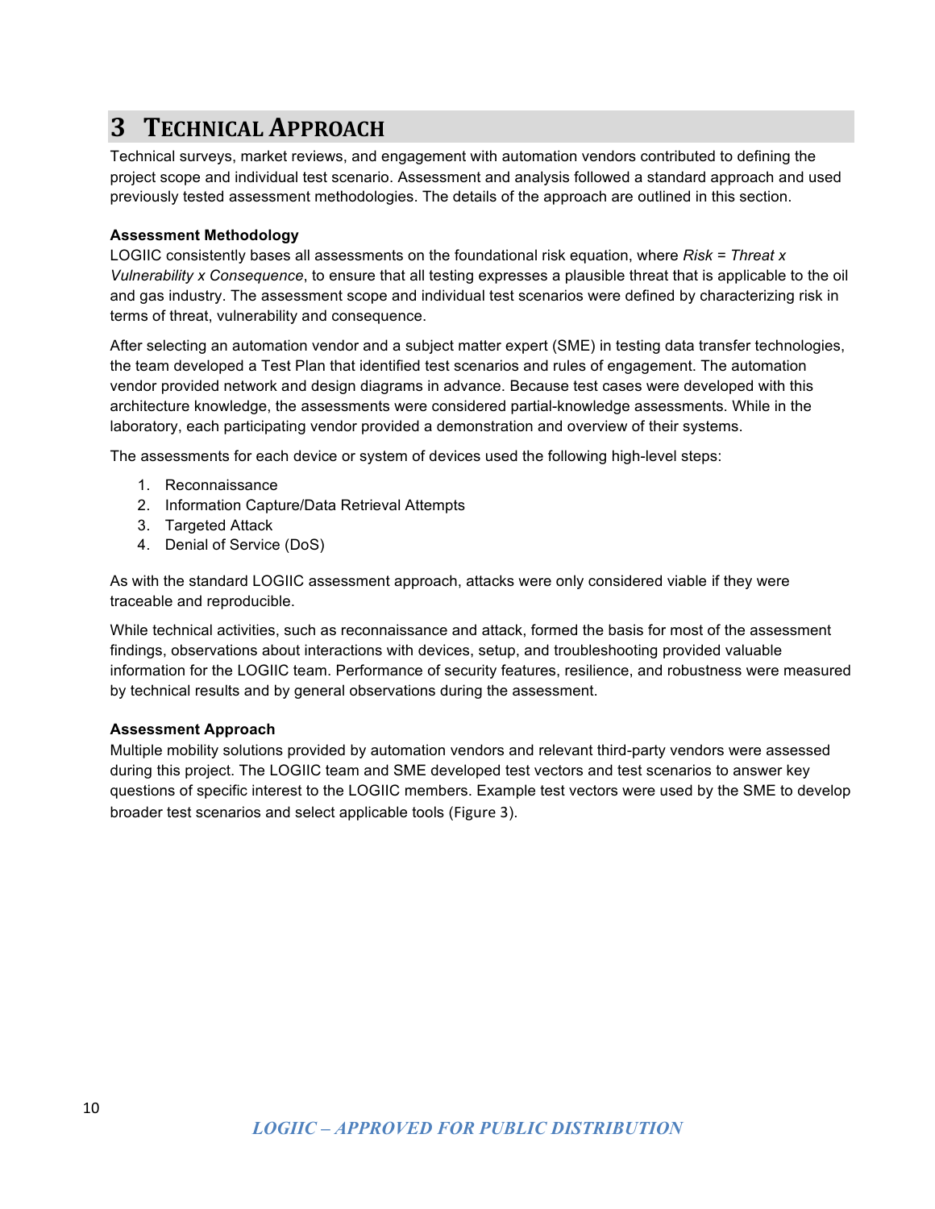# 3 Technical Approach

Technical surveys, market reviews, and engagement with automation vendors contributed to defining the project scope and individual test scenario. Assessment and analysis followed a standard approach and used previously tested assessment methodologies. The details of the approach are outlined in this section.

**Assessment Methodology**

LOGIIC consistently bases all assessments on the foundational risk equation, where *Risk = Threat x Vulnerability x Consequence*, to ensure that all testing expresses a plausible threat that is applicable to the oil and gas industry. The assessment scope and individual test scenarios were defined by characterizing risk in terms of threat, vulnerability and consequence.

After selecting an automation vendor and a subject matter expert (SME) in testing data transfer technologies, the team developed a Test Plan that identified test scenarios and rules of engagement. The automation vendor provided network and design diagrams in advance. Because test cases were developed with this architecture knowledge, the assessments were considered partial-knowledge assessments. While in the laboratory, each participating vendor provided a demonstration and overview of their systems.

The assessments for each device or system of devices used the following high-level steps:

1. Reconnaissance
2. Information Capture/Data Retrieval Attempts
3. Targeted Attack
4. Denial of Service (DoS)

As with the standard LOGIIC assessment approach, attacks were only considered viable if they were traceable and reproducible.

While technical activities, such as reconnaissance and attack, formed the basis for most of the assessment findings, observations about interactions with devices, setup, and troubleshooting provided valuable information for the LOGIIC team. Performance of security features, resilience, and robustness were measured by technical results and by general observations during the assessment.

**Assessment Approach**

Multiple mobility solutions provided by automation vendors and relevant third-party vendors were assessed during this project. The LOGIIC team and SME developed test vectors and test scenarios to answer key questions of specific interest to the LOGIIC members. Example test vectors were used by the SME to develop broader test scenarios and select applicable tools (Figure 3).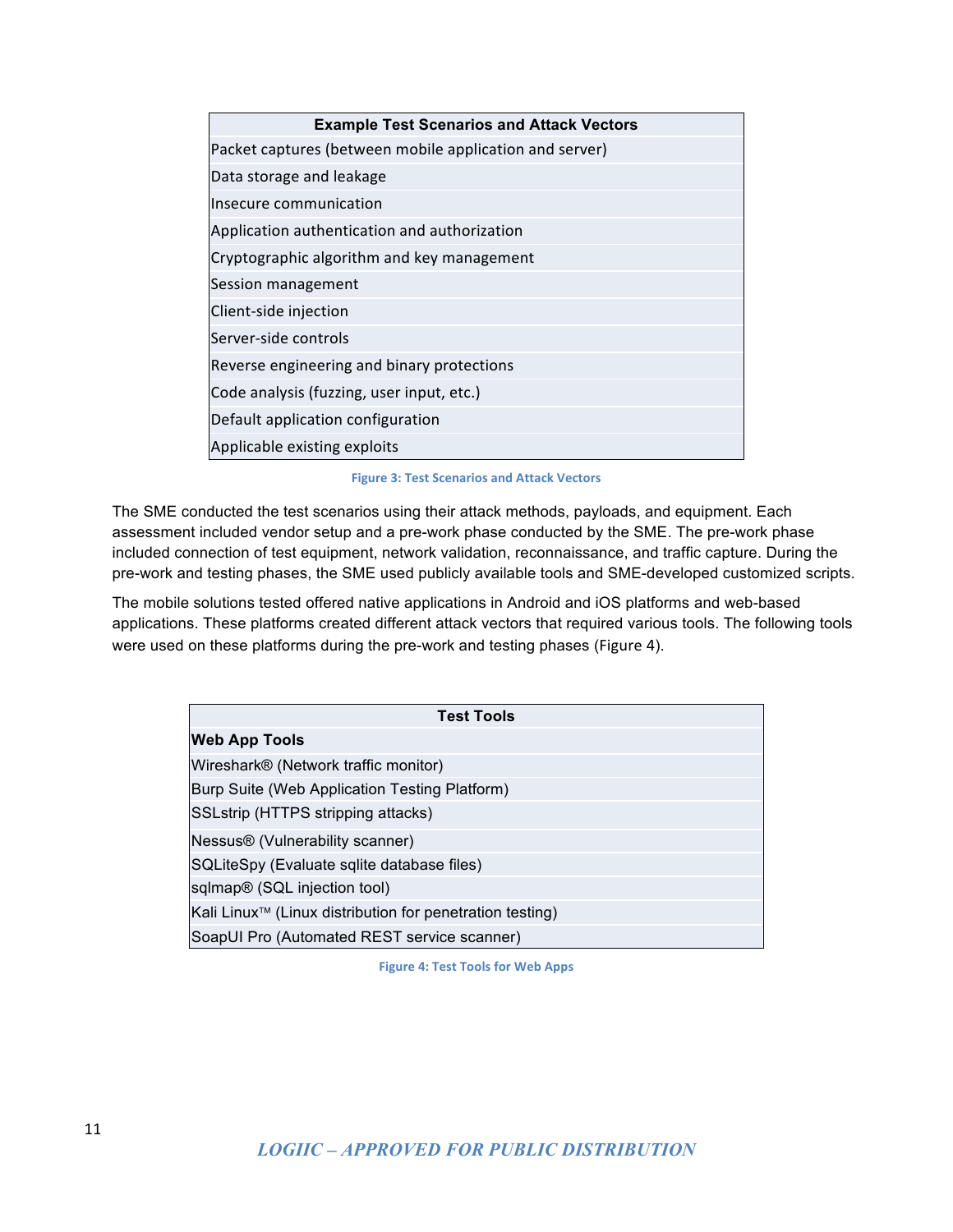| Example Test Scenarios and Attack Vectors |
|---|
| Packet captures (between mobile application and server) |
| Data storage and leakage |
| Insecure communication |
| Application authentication and authorization |
| Cryptographic algorithm and key management |
| Session management |
| Client-side injection |
| Server-side controls |
| Reverse engineering and binary protections |
| Code analysis (fuzzing, user input, etc.) |
| Default application configuration |
| Applicable existing exploits |

Figure 3: Test Scenarios and Attack Vectors

The SME conducted the test scenarios using their attack methods, payloads, and equipment. Each assessment included vendor setup and a pre-work phase conducted by the SME. The pre-work phase included connection of test equipment, network validation, reconnaissance, and traffic capture. During the pre-work and testing phases, the SME used publicly available tools and SME-developed customized scripts.

The mobile solutions tested offered native applications in Android and iOS platforms and web-based applications. These platforms created different attack vectors that required various tools. The following tools were used on these platforms during the pre-work and testing phases (Figure 4).

| Test Tools |
|---|
| **Web App Tools** |
| Wireshark® (Network traffic monitor) |
| Burp Suite (Web Application Testing Platform) |
| SSLstrip (HTTPS stripping attacks) |
| Nessus® (Vulnerability scanner) |
| SQLiteSpy (Evaluate sqlite database files) |
| sqlmap® (SQL injection tool) |
| Kali Linux™ (Linux distribution for penetration testing) |
| SoapUI Pro (Automated REST service scanner) |

Figure 4: Test Tools for Web Apps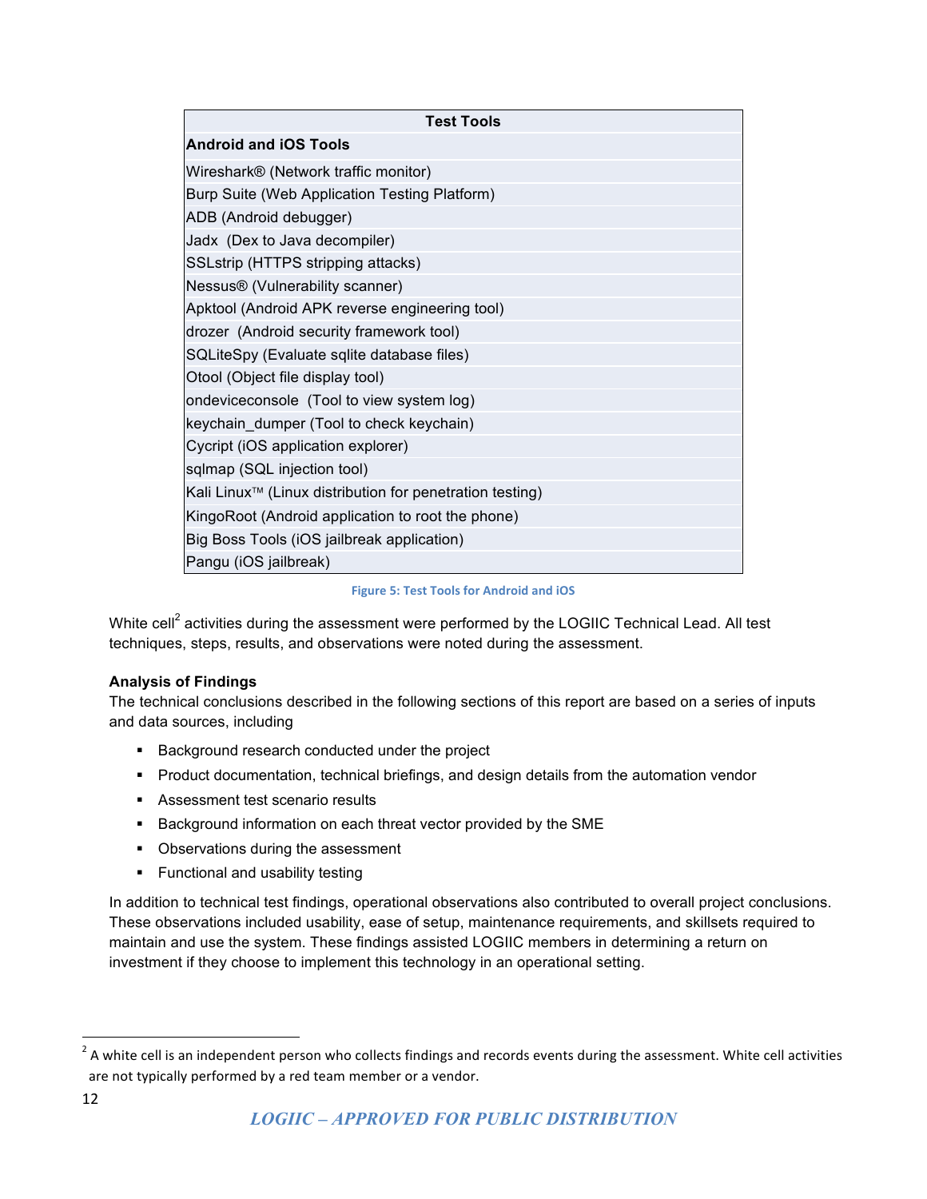| Test Tools |
| --- |
| **Android and iOS Tools** |
| Wireshark® (Network traffic monitor) |
| Burp Suite (Web Application Testing Platform) |
| ADB (Android debugger) |
| Jadx (Dex to Java decompiler) |
| SSLstrip (HTTPS stripping attacks) |
| Nessus® (Vulnerability scanner) |
| Apktool (Android APK reverse engineering tool) |
| drozer (Android security framework tool) |
| SQLiteSpy (Evaluate sqlite database files) |
| Otool (Object file display tool) |
| ondeviceconsole (Tool to view system log) |
| keychain_dumper (Tool to check keychain) |
| Cycript (iOS application explorer) |
| sqlmap (SQL injection tool) |
| Kali Linux™ (Linux distribution for penetration testing) |
| KingoRoot (Android application to root the phone) |
| Big Boss Tools (iOS jailbreak application) |
| Pangu (iOS jailbreak) |

**Figure 5: Test Tools for Android and iOS**

White cell[2] activities during the assessment were performed by the LOGIIC Technical Lead. All test techniques, steps, results, and observations were noted during the assessment.

### Analysis of Findings

The technical conclusions described in the following sections of this report are based on a series of inputs and data sources, including

- Background research conducted under the project
- Product documentation, technical briefings, and design details from the automation vendor
- Assessment test scenario results
- Background information on each threat vector provided by the SME
- Observations during the assessment
- Functional and usability testing

In addition to technical test findings, operational observations also contributed to overall project conclusions. These observations included usability, ease of setup, maintenance requirements, and skillsets required to maintain and use the system. These findings assisted LOGIIC members in determining a return on investment if they choose to implement this technology in an operational setting.

[2] A white cell is an independent person who collects findings and records events during the assessment. White cell activities are not typically performed by a red team member or a vendor.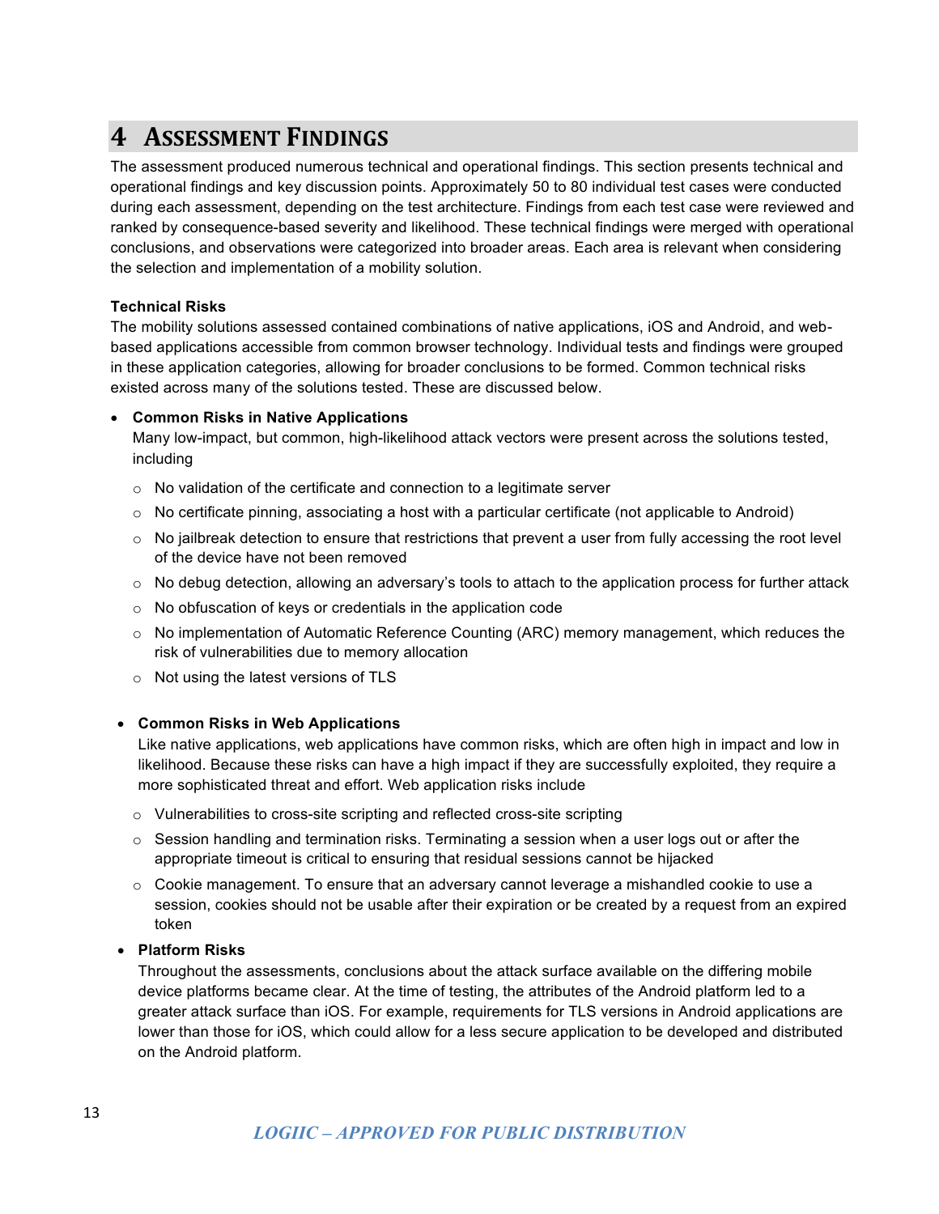# 4 Assessment Findings

The assessment produced numerous technical and operational findings. This section presents technical and operational findings and key discussion points. Approximately 50 to 80 individual test cases were conducted during each assessment, depending on the test architecture. Findings from each test case were reviewed and ranked by consequence-based severity and likelihood. These technical findings were merged with operational conclusions, and observations were categorized into broader areas. Each area is relevant when considering the selection and implementation of a mobility solution.

**Technical Risks**

The mobility solutions assessed contained combinations of native applications, iOS and Android, and web-based applications accessible from common browser technology. Individual tests and findings were grouped in these application categories, allowing for broader conclusions to be formed. Common technical risks existed across many of the solutions tested. These are discussed below.

- **Common Risks in Native Applications**
  Many low-impact, but common, high-likelihood attack vectors were present across the solutions tested, including
  - No validation of the certificate and connection to a legitimate server
  - No certificate pinning, associating a host with a particular certificate (not applicable to Android)
  - No jailbreak detection to ensure that restrictions that prevent a user from fully accessing the root level of the device have not been removed
  - No debug detection, allowing an adversary's tools to attach to the application process for further attack
  - No obfuscation of keys or credentials in the application code
  - No implementation of Automatic Reference Counting (ARC) memory management, which reduces the risk of vulnerabilities due to memory allocation
  - Not using the latest versions of TLS

- **Common Risks in Web Applications**
  Like native applications, web applications have common risks, which are often high in impact and low in likelihood. Because these risks can have a high impact if they are successfully exploited, they require a more sophisticated threat and effort. Web application risks include
  - Vulnerabilities to cross-site scripting and reflected cross-site scripting
  - Session handling and termination risks. Terminating a session when a user logs out or after the appropriate timeout is critical to ensuring that residual sessions cannot be hijacked
  - Cookie management. To ensure that an adversary cannot leverage a mishandled cookie to use a session, cookies should not be usable after their expiration or be created by a request from an expired token

- **Platform Risks**
  Throughout the assessments, conclusions about the attack surface available on the differing mobile device platforms became clear. At the time of testing, the attributes of the Android platform led to a greater attack surface than iOS. For example, requirements for TLS versions in Android applications are lower than those for iOS, which could allow for a less secure application to be developed and distributed on the Android platform.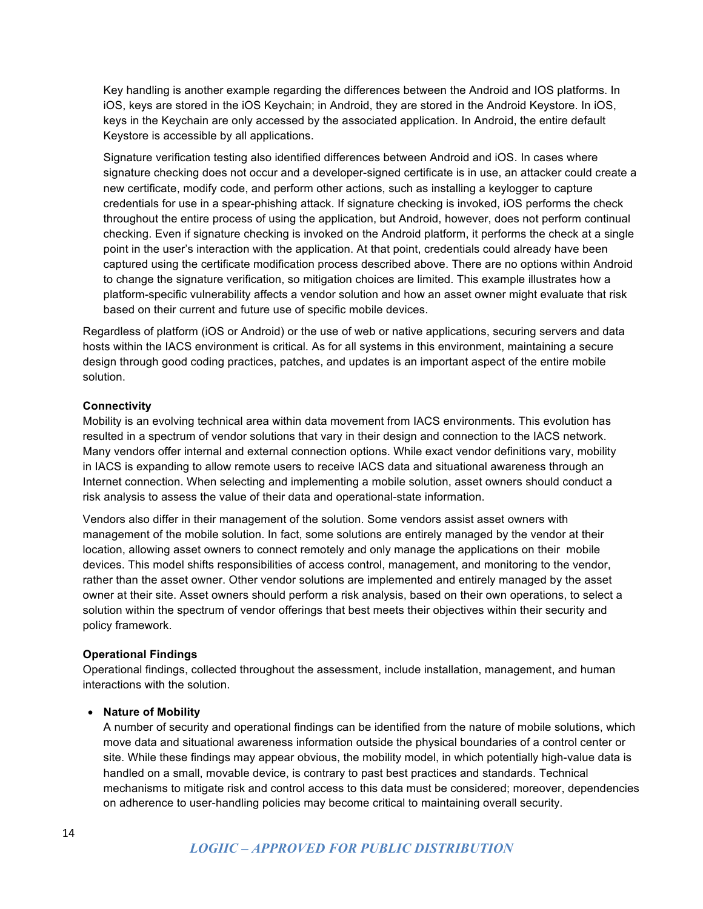Key handling is another example regarding the differences between the Android and IOS platforms. In iOS, keys are stored in the iOS Keychain; in Android, they are stored in the Android Keystore. In iOS, keys in the Keychain are only accessed by the associated application. In Android, the entire default Keystore is accessible by all applications.

Signature verification testing also identified differences between Android and iOS. In cases where signature checking does not occur and a developer-signed certificate is in use, an attacker could create a new certificate, modify code, and perform other actions, such as installing a keylogger to capture credentials for use in a spear-phishing attack. If signature checking is invoked, iOS performs the check throughout the entire process of using the application, but Android, however, does not perform continual checking. Even if signature checking is invoked on the Android platform, it performs the check at a single point in the user's interaction with the application. At that point, credentials could already have been captured using the certificate modification process described above. There are no options within Android to change the signature verification, so mitigation choices are limited. This example illustrates how a platform-specific vulnerability affects a vendor solution and how an asset owner might evaluate that risk based on their current and future use of specific mobile devices.

Regardless of platform (iOS or Android) or the use of web or native applications, securing servers and data hosts within the IACS environment is critical. As for all systems in this environment, maintaining a secure design through good coding practices, patches, and updates is an important aspect of the entire mobile solution.

**Connectivity**

Mobility is an evolving technical area within data movement from IACS environments. This evolution has resulted in a spectrum of vendor solutions that vary in their design and connection to the IACS network. Many vendors offer internal and external connection options. While exact vendor definitions vary, mobility in IACS is expanding to allow remote users to receive IACS data and situational awareness through an Internet connection. When selecting and implementing a mobile solution, asset owners should conduct a risk analysis to assess the value of their data and operational-state information.

Vendors also differ in their management of the solution. Some vendors assist asset owners with management of the mobile solution. In fact, some solutions are entirely managed by the vendor at their location, allowing asset owners to connect remotely and only manage the applications on their mobile devices. This model shifts responsibilities of access control, management, and monitoring to the vendor, rather than the asset owner. Other vendor solutions are implemented and entirely managed by the asset owner at their site. Asset owners should perform a risk analysis, based on their own operations, to select a solution within the spectrum of vendor offerings that best meets their objectives within their security and policy framework.

**Operational Findings**

Operational findings, collected throughout the assessment, include installation, management, and human interactions with the solution.

- **Nature of Mobility**
  A number of security and operational findings can be identified from the nature of mobile solutions, which move data and situational awareness information outside the physical boundaries of a control center or site. While these findings may appear obvious, the mobility model, in which potentially high-value data is handled on a small, movable device, is contrary to past best practices and standards. Technical mechanisms to mitigate risk and control access to this data must be considered; moreover, dependencies on adherence to user-handling policies may become critical to maintaining overall security.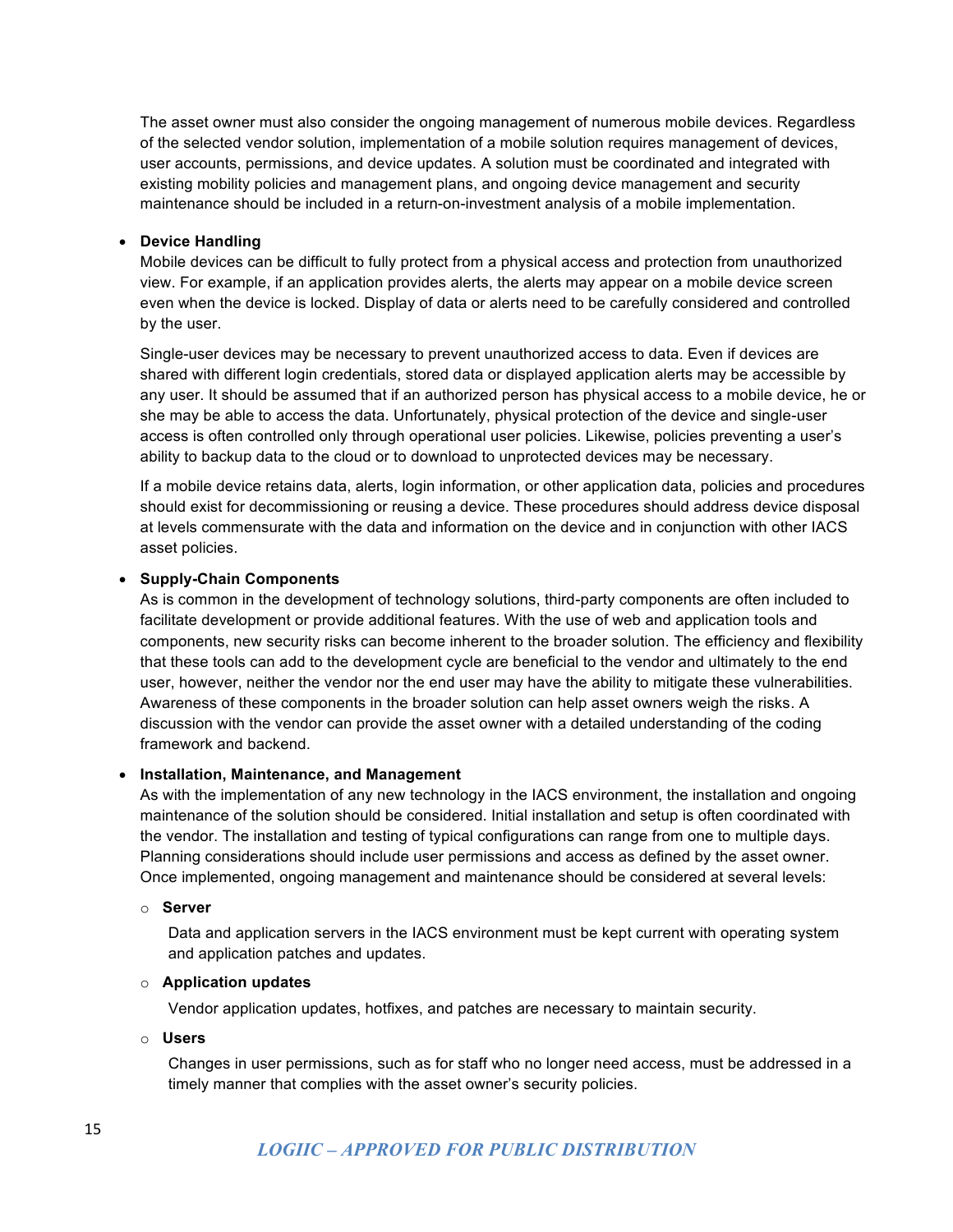The asset owner must also consider the ongoing management of numerous mobile devices. Regardless of the selected vendor solution, implementation of a mobile solution requires management of devices, user accounts, permissions, and device updates. A solution must be coordinated and integrated with existing mobility policies and management plans, and ongoing device management and security maintenance should be included in a return-on-investment analysis of a mobile implementation.

- **Device Handling**
  Mobile devices can be difficult to fully protect from a physical access and protection from unauthorized view. For example, if an application provides alerts, the alerts may appear on a mobile device screen even when the device is locked. Display of data or alerts need to be carefully considered and controlled by the user.

  Single-user devices may be necessary to prevent unauthorized access to data. Even if devices are shared with different login credentials, stored data or displayed application alerts may be accessible by any user. It should be assumed that if an authorized person has physical access to a mobile device, he or she may be able to access the data. Unfortunately, physical protection of the device and single-user access is often controlled only through operational user policies. Likewise, policies preventing a user's ability to backup data to the cloud or to download to unprotected devices may be necessary.

  If a mobile device retains data, alerts, login information, or other application data, policies and procedures should exist for decommissioning or reusing a device. These procedures should address device disposal at levels commensurate with the data and information on the device and in conjunction with other IACS asset policies.

- **Supply-Chain Components**
  As is common in the development of technology solutions, third-party components are often included to facilitate development or provide additional features. With the use of web and application tools and components, new security risks can become inherent to the broader solution. The efficiency and flexibility that these tools can add to the development cycle are beneficial to the vendor and ultimately to the end user, however, neither the vendor nor the end user may have the ability to mitigate these vulnerabilities. Awareness of these components in the broader solution can help asset owners weigh the risks. A discussion with the vendor can provide the asset owner with a detailed understanding of the coding framework and backend.

- **Installation, Maintenance, and Management**
  As with the implementation of any new technology in the IACS environment, the installation and ongoing maintenance of the solution should be considered. Initial installation and setup is often coordinated with the vendor. The installation and testing of typical configurations can range from one to multiple days. Planning considerations should include user permissions and access as defined by the asset owner. Once implemented, ongoing management and maintenance should be considered at several levels:

  - **Server**

    Data and application servers in the IACS environment must be kept current with operating system and application patches and updates.

  - **Application updates**

    Vendor application updates, hotfixes, and patches are necessary to maintain security.

  - **Users**

    Changes in user permissions, such as for staff who no longer need access, must be addressed in a timely manner that complies with the asset owner's security policies.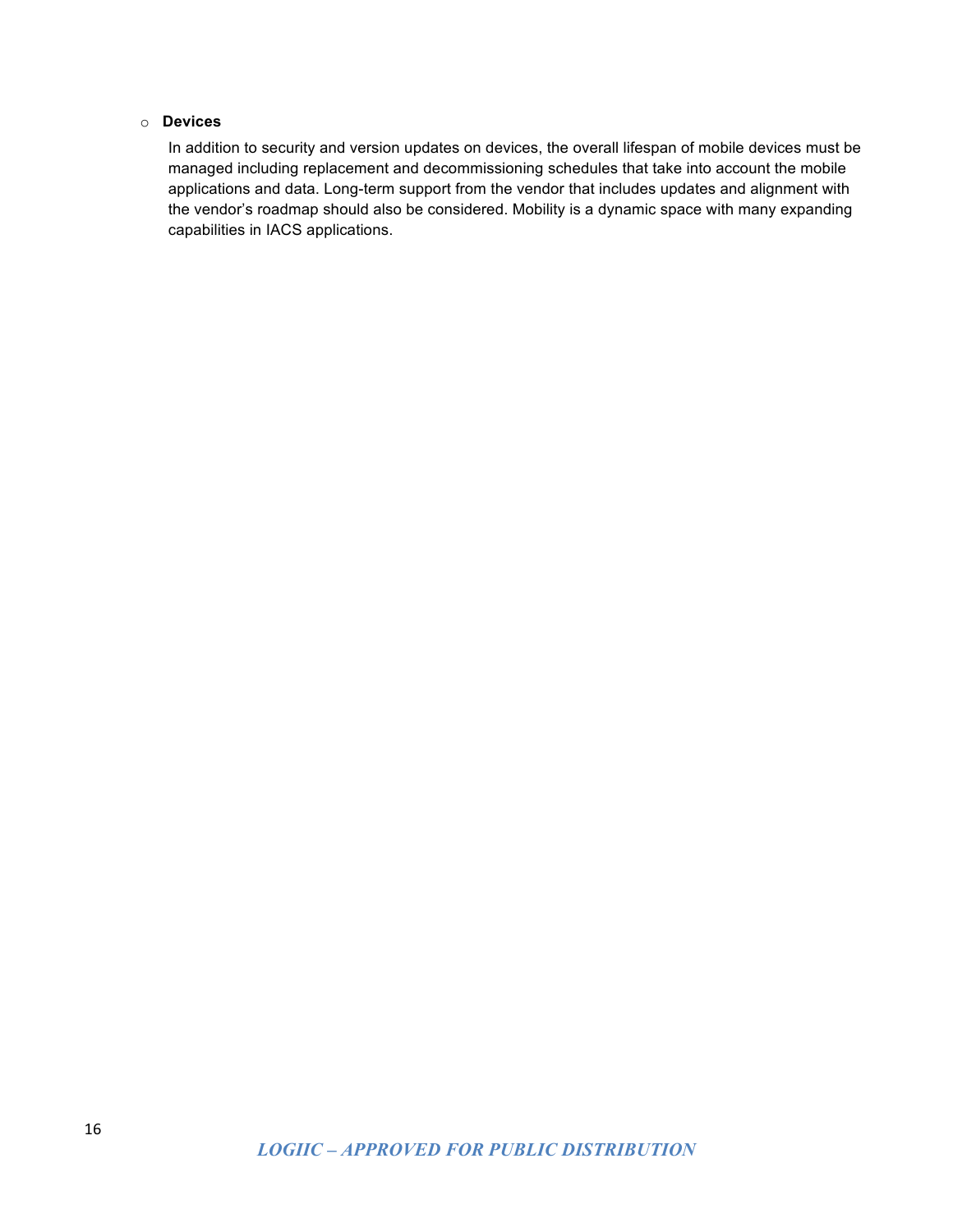- **Devices**

  In addition to security and version updates on devices, the overall lifespan of mobile devices must be managed including replacement and decommissioning schedules that take into account the mobile applications and data. Long-term support from the vendor that includes updates and alignment with the vendor's roadmap should also be considered. Mobility is a dynamic space with many expanding capabilities in IACS applications.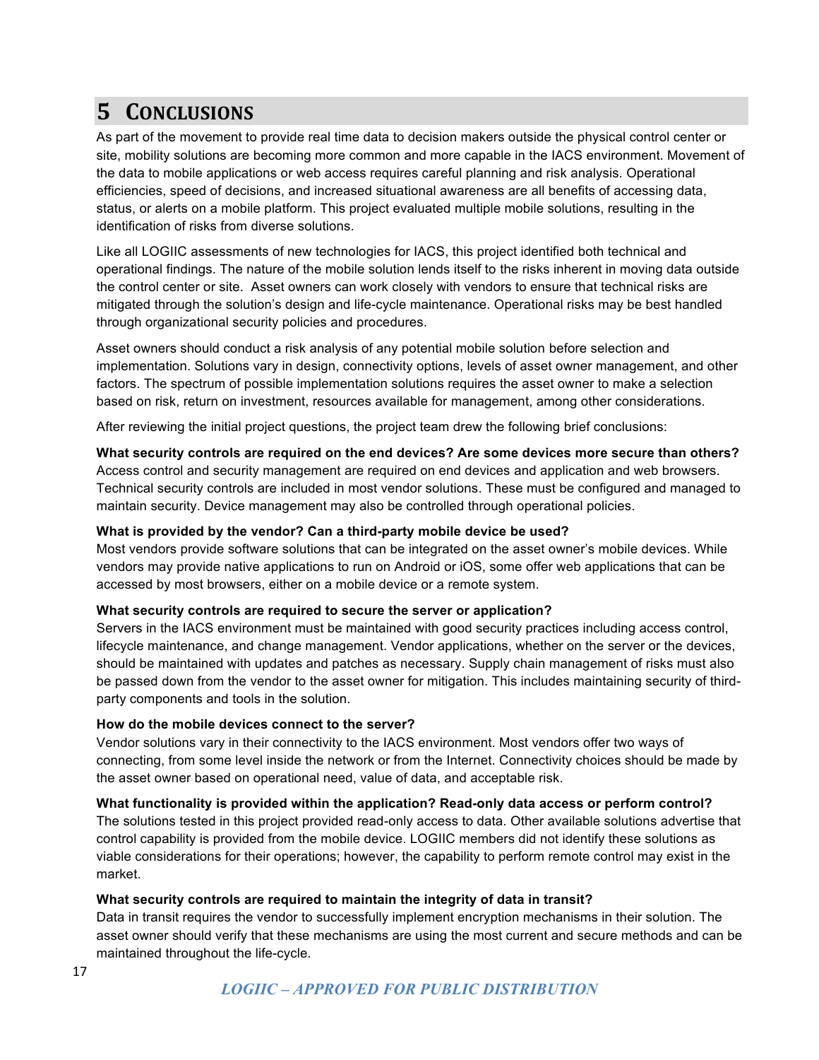# 5 Conclusions

As part of the movement to provide real time data to decision makers outside the physical control center or site, mobility solutions are becoming more common and more capable in the IACS environment. Movement of the data to mobile applications or web access requires careful planning and risk analysis. Operational efficiencies, speed of decisions, and increased situational awareness are all benefits of accessing data, status, or alerts on a mobile platform. This project evaluated multiple mobile solutions, resulting in the identification of risks from diverse solutions.

Like all LOGIIC assessments of new technologies for IACS, this project identified both technical and operational findings. The nature of the mobile solution lends itself to the risks inherent in moving data outside the control center or site. Asset owners can work closely with vendors to ensure that technical risks are mitigated through the solution's design and life-cycle maintenance. Operational risks may be best handled through organizational security policies and procedures.

Asset owners should conduct a risk analysis of any potential mobile solution before selection and implementation. Solutions vary in design, connectivity options, levels of asset owner management, and other factors. The spectrum of possible implementation solutions requires the asset owner to make a selection based on risk, return on investment, resources available for management, among other considerations.

After reviewing the initial project questions, the project team drew the following brief conclusions:

**What security controls are required on the end devices? Are some devices more secure than others?**
Access control and security management are required on end devices and application and web browsers. Technical security controls are included in most vendor solutions. These must be configured and managed to maintain security. Device management may also be controlled through operational policies.

**What is provided by the vendor? Can a third-party mobile device be used?**
Most vendors provide software solutions that can be integrated on the asset owner's mobile devices. While vendors may provide native applications to run on Android or iOS, some offer web applications that can be accessed by most browsers, either on a mobile device or a remote system.

**What security controls are required to secure the server or application?**
Servers in the IACS environment must be maintained with good security practices including access control, lifecycle maintenance, and change management. Vendor applications, whether on the server or the devices, should be maintained with updates and patches as necessary. Supply chain management of risks must also be passed down from the vendor to the asset owner for mitigation. This includes maintaining security of third-party components and tools in the solution.

**How do the mobile devices connect to the server?**
Vendor solutions vary in their connectivity to the IACS environment. Most vendors offer two ways of connecting, from some level inside the network or from the Internet. Connectivity choices should be made by the asset owner based on operational need, value of data, and acceptable risk.

**What functionality is provided within the application? Read-only data access or perform control?**
The solutions tested in this project provided read-only access to data. Other available solutions advertise that control capability is provided from the mobile device. LOGIIC members did not identify these solutions as viable considerations for their operations; however, the capability to perform remote control may exist in the market.

**What security controls are required to maintain the integrity of data in transit?**
Data in transit requires the vendor to successfully implement encryption mechanisms in their solution. The asset owner should verify that these mechanisms are using the most current and secure methods and can be maintained throughout the life-cycle.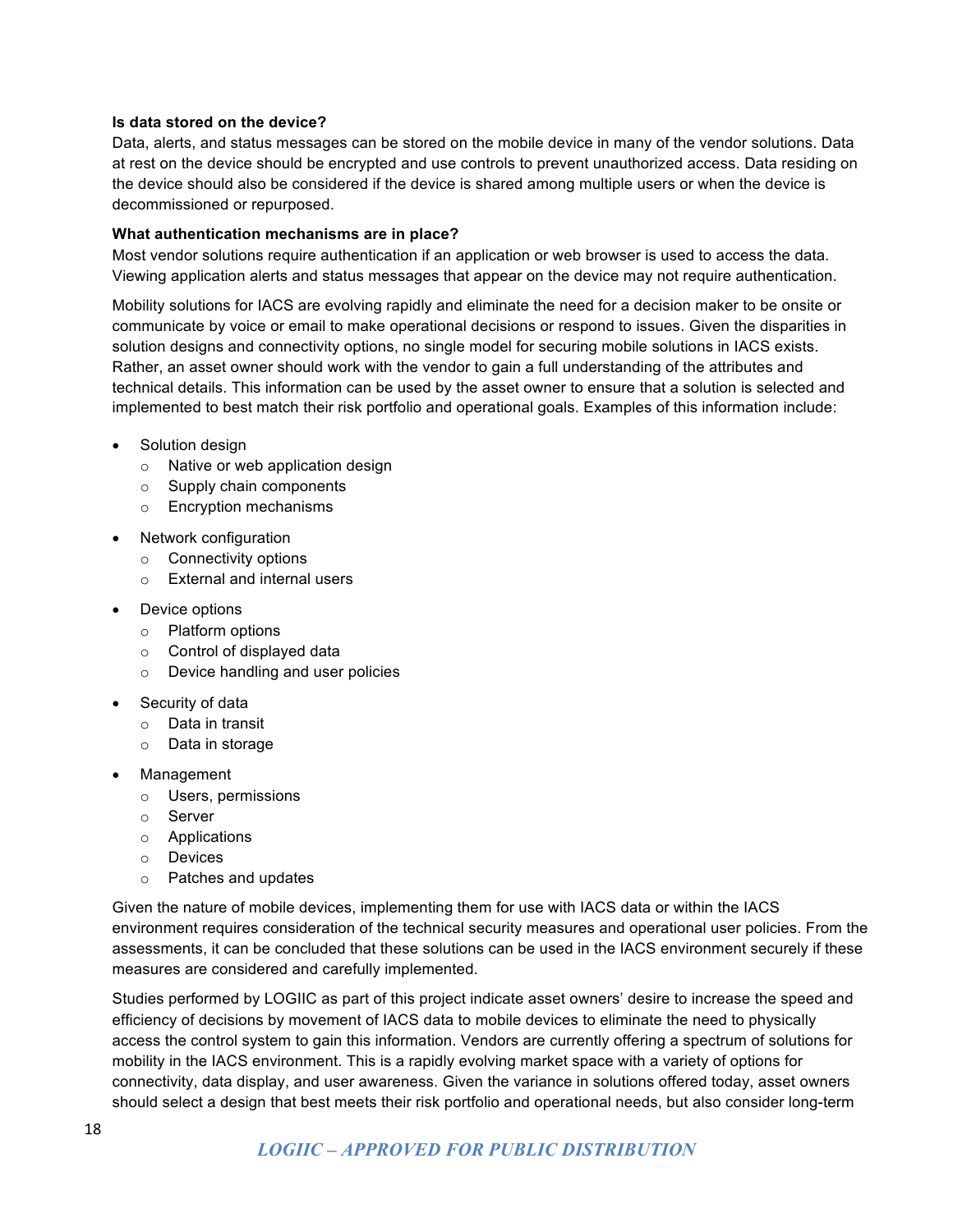**Is data stored on the device?**
Data, alerts, and status messages can be stored on the mobile device in many of the vendor solutions. Data at rest on the device should be encrypted and use controls to prevent unauthorized access. Data residing on the device should also be considered if the device is shared among multiple users or when the device is decommissioned or repurposed.

**What authentication mechanisms are in place?**
Most vendor solutions require authentication if an application or web browser is used to access the data. Viewing application alerts and status messages that appear on the device may not require authentication.

Mobility solutions for IACS are evolving rapidly and eliminate the need for a decision maker to be onsite or communicate by voice or email to make operational decisions or respond to issues. Given the disparities in solution designs and connectivity options, no single model for securing mobile solutions in IACS exists. Rather, an asset owner should work with the vendor to gain a full understanding of the attributes and technical details. This information can be used by the asset owner to ensure that a solution is selected and implemented to best match their risk portfolio and operational goals. Examples of this information include:

- Solution design
  - Native or web application design
  - Supply chain components
  - Encryption mechanisms
- Network configuration
  - Connectivity options
  - External and internal users
- Device options
  - Platform options
  - Control of displayed data
  - Device handling and user policies
- Security of data
  - Data in transit
  - Data in storage
- Management
  - Users, permissions
  - Server
  - Applications
  - Devices
  - Patches and updates

Given the nature of mobile devices, implementing them for use with IACS data or within the IACS environment requires consideration of the technical security measures and operational user policies. From the assessments, it can be concluded that these solutions can be used in the IACS environment securely if these measures are considered and carefully implemented.

Studies performed by LOGIIC as part of this project indicate asset owners' desire to increase the speed and efficiency of decisions by movement of IACS data to mobile devices to eliminate the need to physically access the control system to gain this information. Vendors are currently offering a spectrum of solutions for mobility in the IACS environment. This is a rapidly evolving market space with a variety of options for connectivity, data display, and user awareness. Given the variance in solutions offered today, asset owners should select a design that best meets their risk portfolio and operational needs, but also consider long-term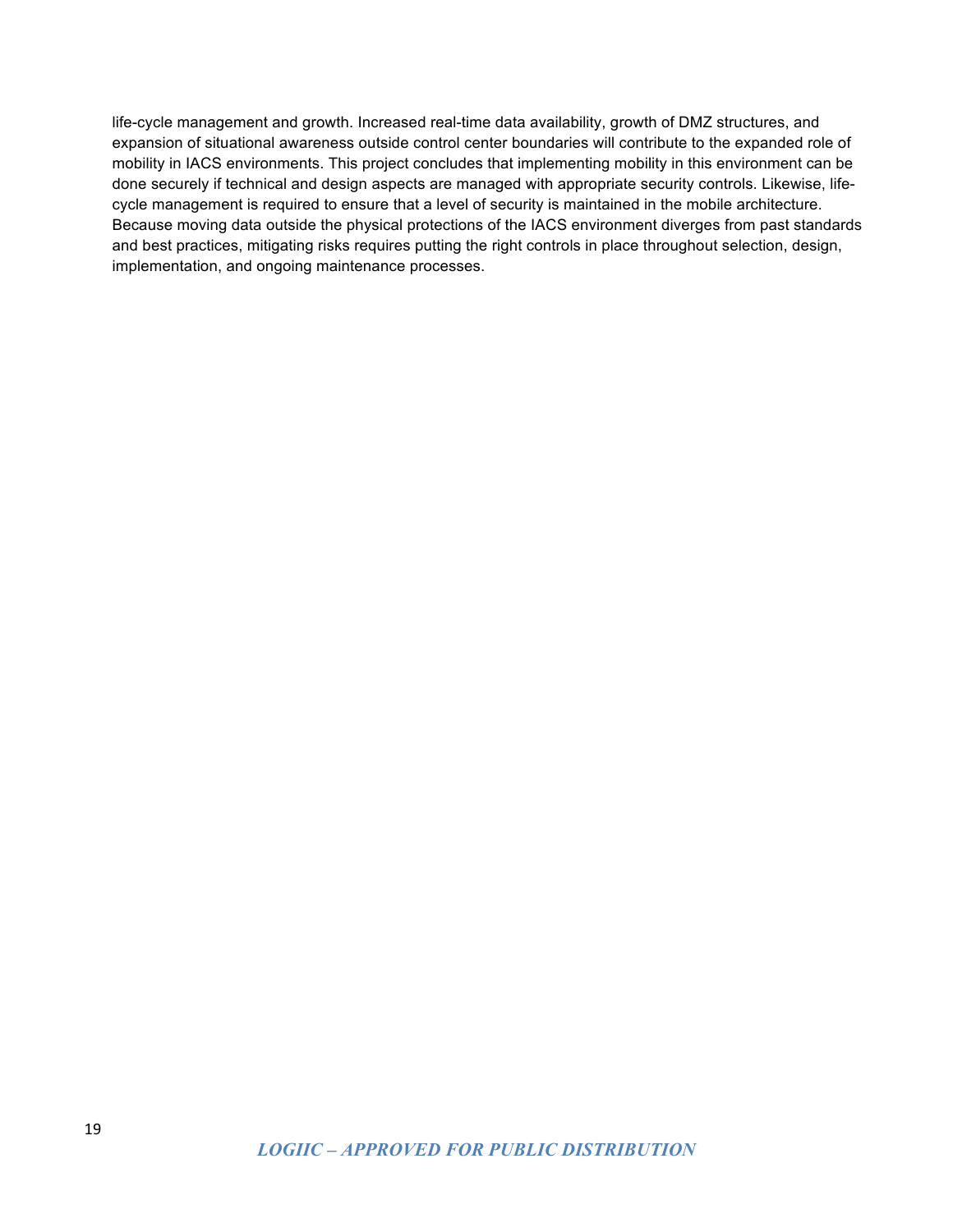life-cycle management and growth. Increased real-time data availability, growth of DMZ structures, and expansion of situational awareness outside control center boundaries will contribute to the expanded role of mobility in IACS environments. This project concludes that implementing mobility in this environment can be done securely if technical and design aspects are managed with appropriate security controls. Likewise, life-cycle management is required to ensure that a level of security is maintained in the mobile architecture. Because moving data outside the physical protections of the IACS environment diverges from past standards and best practices, mitigating risks requires putting the right controls in place throughout selection, design, implementation, and ongoing maintenance processes.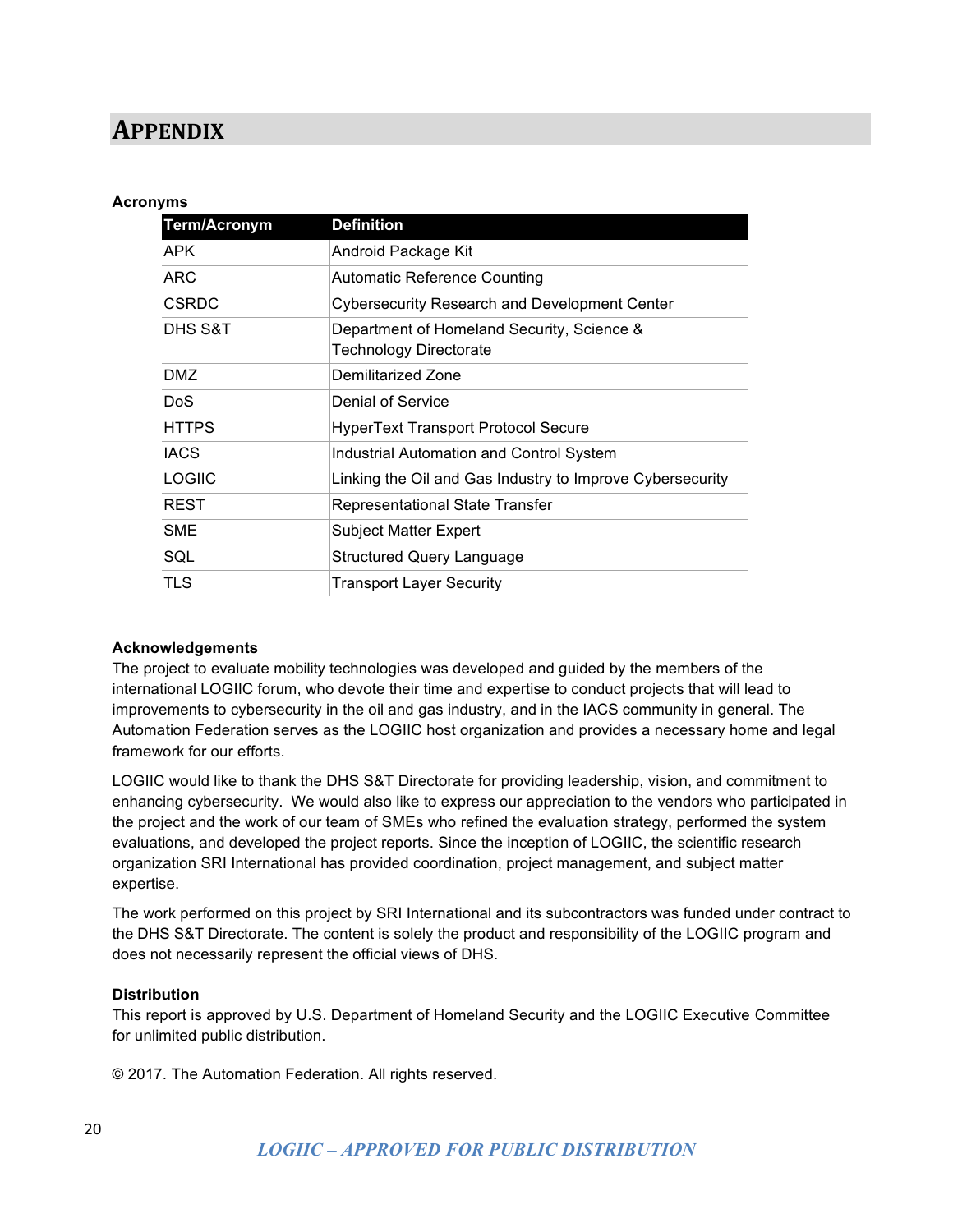# APPENDIX

**Acronyms**

| Term/Acronym | Definition |
|---|---|
| APK | Android Package Kit |
| ARC | Automatic Reference Counting |
| CSRDC | Cybersecurity Research and Development Center |
| DHS S&T | Department of Homeland Security, Science & Technology Directorate |
| DMZ | Demilitarized Zone |
| DoS | Denial of Service |
| HTTPS | HyperText Transport Protocol Secure |
| IACS | Industrial Automation and Control System |
| LOGIIC | Linking the Oil and Gas Industry to Improve Cybersecurity |
| REST | Representational State Transfer |
| SME | Subject Matter Expert |
| SQL | Structured Query Language |
| TLS | Transport Layer Security |

**Acknowledgements**

The project to evaluate mobility technologies was developed and guided by the members of the international LOGIIC forum, who devote their time and expertise to conduct projects that will lead to improvements to cybersecurity in the oil and gas industry, and in the IACS community in general. The Automation Federation serves as the LOGIIC host organization and provides a necessary home and legal framework for our efforts.

LOGIIC would like to thank the DHS S&T Directorate for providing leadership, vision, and commitment to enhancing cybersecurity. We would also like to express our appreciation to the vendors who participated in the project and the work of our team of SMEs who refined the evaluation strategy, performed the system evaluations, and developed the project reports. Since the inception of LOGIIC, the scientific research organization SRI International has provided coordination, project management, and subject matter expertise.

The work performed on this project by SRI International and its subcontractors was funded under contract to the DHS S&T Directorate. The content is solely the product and responsibility of the LOGIIC program and does not necessarily represent the official views of DHS.

**Distribution**

This report is approved by U.S. Department of Homeland Security and the LOGIIC Executive Committee for unlimited public distribution.

© 2017. The Automation Federation. All rights reserved.